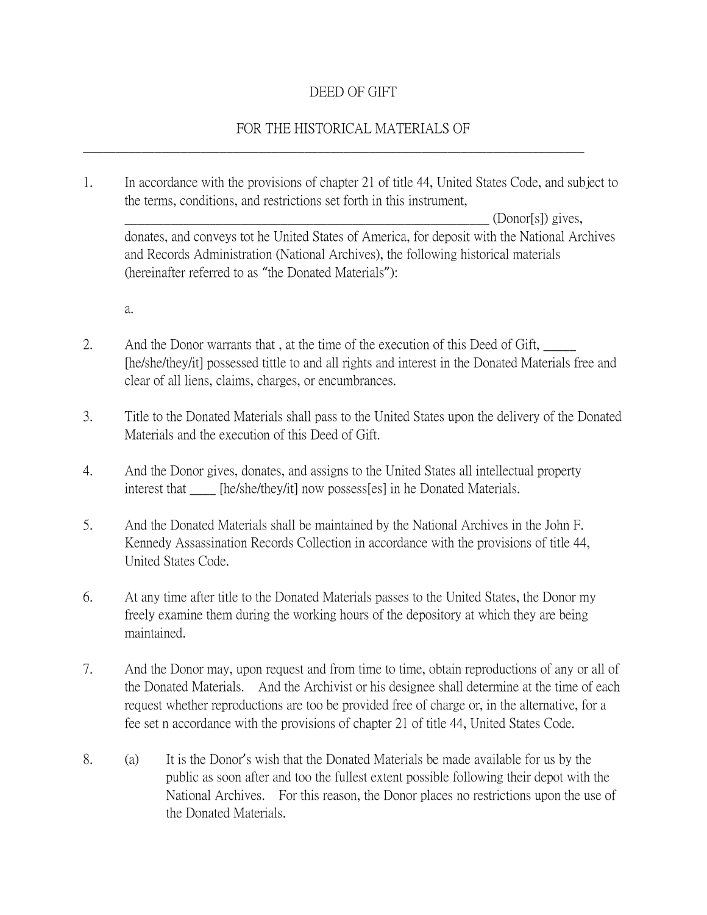# DEED OF GIFT

## FOR THE HISTORICAL MATERIALS OF

______________________________________________________________________________

1. In accordance with the provisions of chapter 21 of title 44, United States Code, and subject to the terms, conditions, and restrictions set forth in this instrument, ____________________________________________________________ (Donor[s]) gives, donates, and conveys tot he United States of America, for deposit with the National Archives and Records Administration (National Archives), the following historical materials (hereinafter referred to as "the Donated Materials"):

   a.

2. And the Donor warrants that , at the time of the execution of this Deed of Gift, _____ [he/she/they/it] possessed tittle to and all rights and interest in the Donated Materials free and clear of all liens, claims, charges, or encumbrances.

3. Title to the Donated Materials shall pass to the United States upon the delivery of the Donated Materials and the execution of this Deed of Gift.

4. And the Donor gives, donates, and assigns to the United States all intellectual property interest that ____ [he/she/they/it] now possess[es] in he Donated Materials.

5. And the Donated Materials shall be maintained by the National Archives in the John F. Kennedy Assassination Records Collection in accordance with the provisions of title 44, United States Code.

6. At any time after title to the Donated Materials passes to the United States, the Donor my freely examine them during the working hours of the depository at which they are being maintained.

7. And the Donor may, upon request and from time to time, obtain reproductions of any or all of the Donated Materials. And the Archivist or his designee shall determine at the time of each request whether reproductions are too be provided free of charge or, in the alternative, for a fee set n accordance with the provisions of chapter 21 of title 44, United States Code.

8. (a) It is the Donor's wish that the Donated Materials be made available for us by the public as soon after and too the fullest extent possible following their depot with the National Archives. For this reason, the Donor places no restrictions upon the use of the Donated Materials.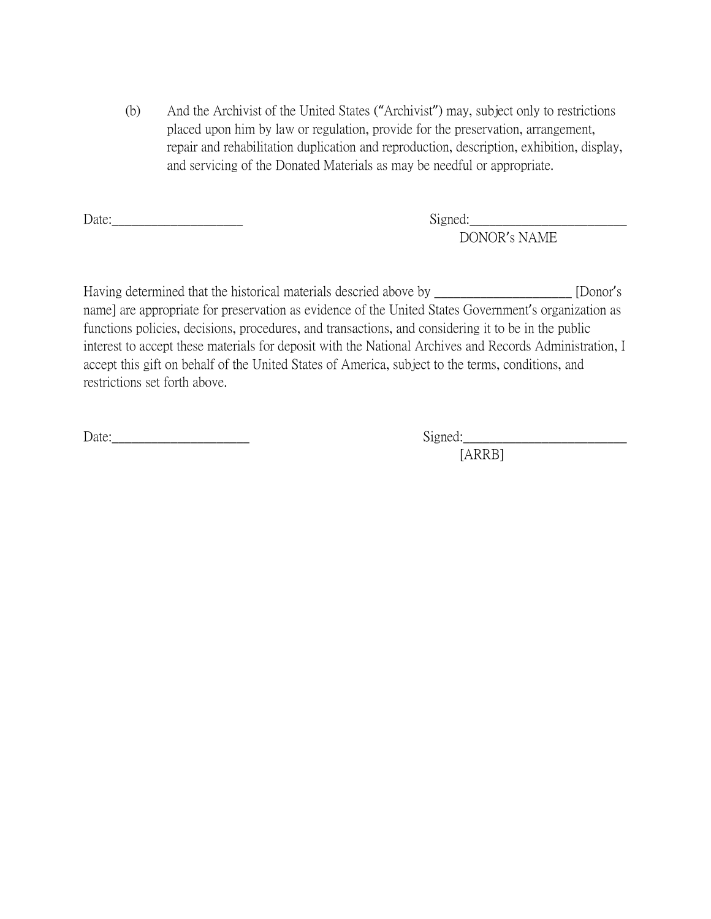(b) And the Archivist of the United States ("Archivist") may, subject only to restrictions placed upon him by law or regulation, provide for the preservation, arrangement, repair and rehabilitation duplication and reproduction, description, exhibition, display, and servicing of the Donated Materials as may be needful or appropriate.

Date:____________________ Signed:________________________

DONOR's NAME

Having determined that the historical materials descried above by ____________________ [Donor's name] are appropriate for preservation as evidence of the United States Government's organization as functions policies, decisions, procedures, and transactions, and considering it to be in the public interest to accept these materials for deposit with the National Archives and Records Administration, I accept this gift on behalf of the United States of America, subject to the terms, conditions, and restrictions set forth above.

Date:_____________________ Signed:________________________

[ARRB]